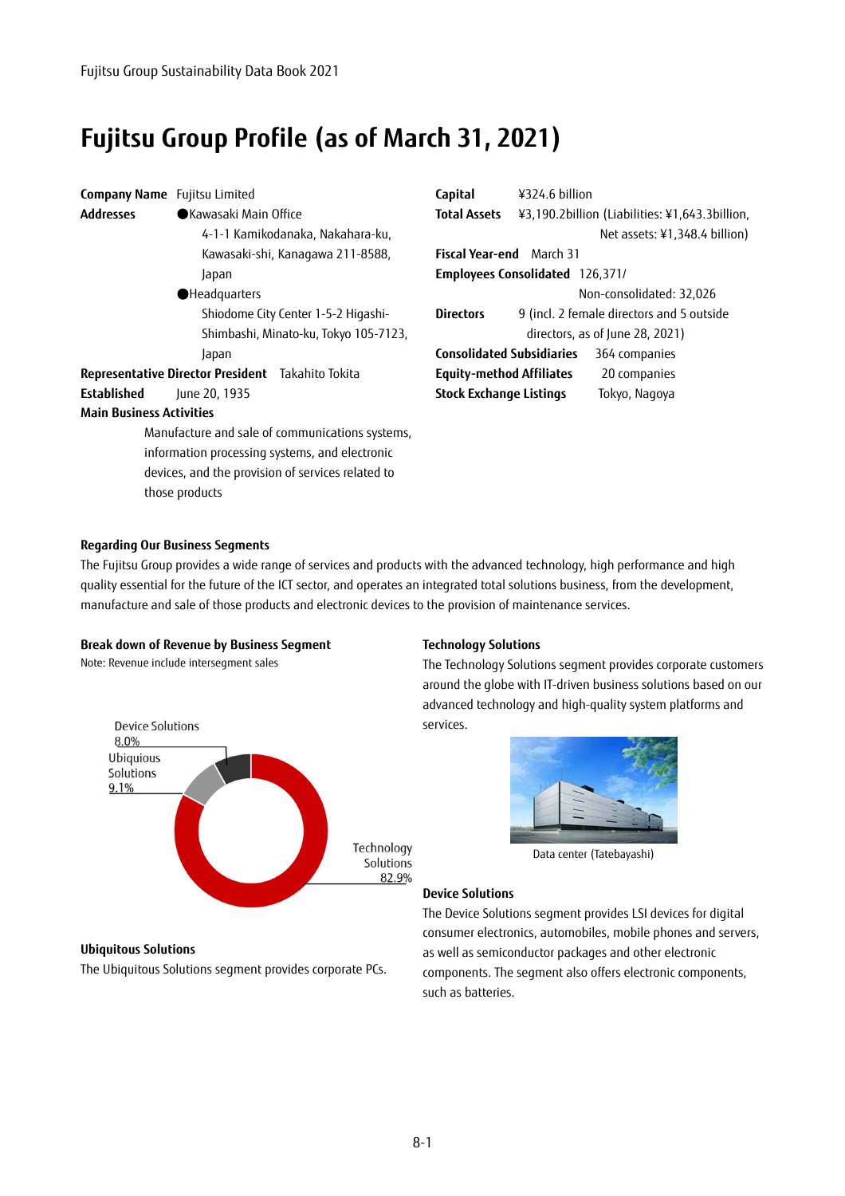# Fujitsu Group Profile (as of March 31, 2021)

**Company Name** Fujitsu Limited

**Addresses**
- Kawasaki Main Office
  4-1-1 Kamikodanaka, Nakahara-ku, Kawasaki-shi, Kanagawa 211-8588, Japan
- Headquarters
  Shiodome City Center 1-5-2 Higashi-Shimbashi, Minato-ku, Tokyo 105-7123, Japan

**Representative Director President** Takahito Tokita

**Established** June 20, 1935

**Main Business Activities**
Manufacture and sale of communications systems, information processing systems, and electronic devices, and the provision of services related to those products

**Capital** ¥324.6 billion

**Total Assets** ¥3,190.2billion (Liabilities: ¥1,643.3billion, Net assets: ¥1,348.4 billion)

**Fiscal Year-end** March 31

**Employees Consolidated** 126,371/ Non-consolidated: 32,026

**Directors** 9 (incl. 2 female directors and 5 outside directors, as of June 28, 2021)

**Consolidated Subsidiaries** 364 companies

**Equity-method Affiliates** 20 companies

**Stock Exchange Listings** Tokyo, Nagoya

### Regarding Our Business Segments

The Fujitsu Group provides a wide range of services and products with the advanced technology, high performance and high quality essential for the future of the ICT sector, and operates an integrated total solutions business, from the development, manufacture and sale of those products and electronic devices to the provision of maintenance services.

### Break down of Revenue by Business Segment

Note: Revenue include intersegment sales

| Segment | Share |
|---|---|
| Technology Solutions | 82.9% |
| Ubiquious Solutions | 9.1% |
| Device Solutions | 8.0% |

### Ubiquitous Solutions

The Ubiquitous Solutions segment provides corporate PCs.

### Technology Solutions

The Technology Solutions segment provides corporate customers around the globe with IT-driven business solutions based on our advanced technology and high-quality system platforms and services.

Data center (Tatebayashi)

### Device Solutions

The Device Solutions segment provides LSI devices for digital consumer electronics, automobiles, mobile phones and servers, as well as semiconductor packages and other electronic components. The segment also offers electronic components, such as batteries.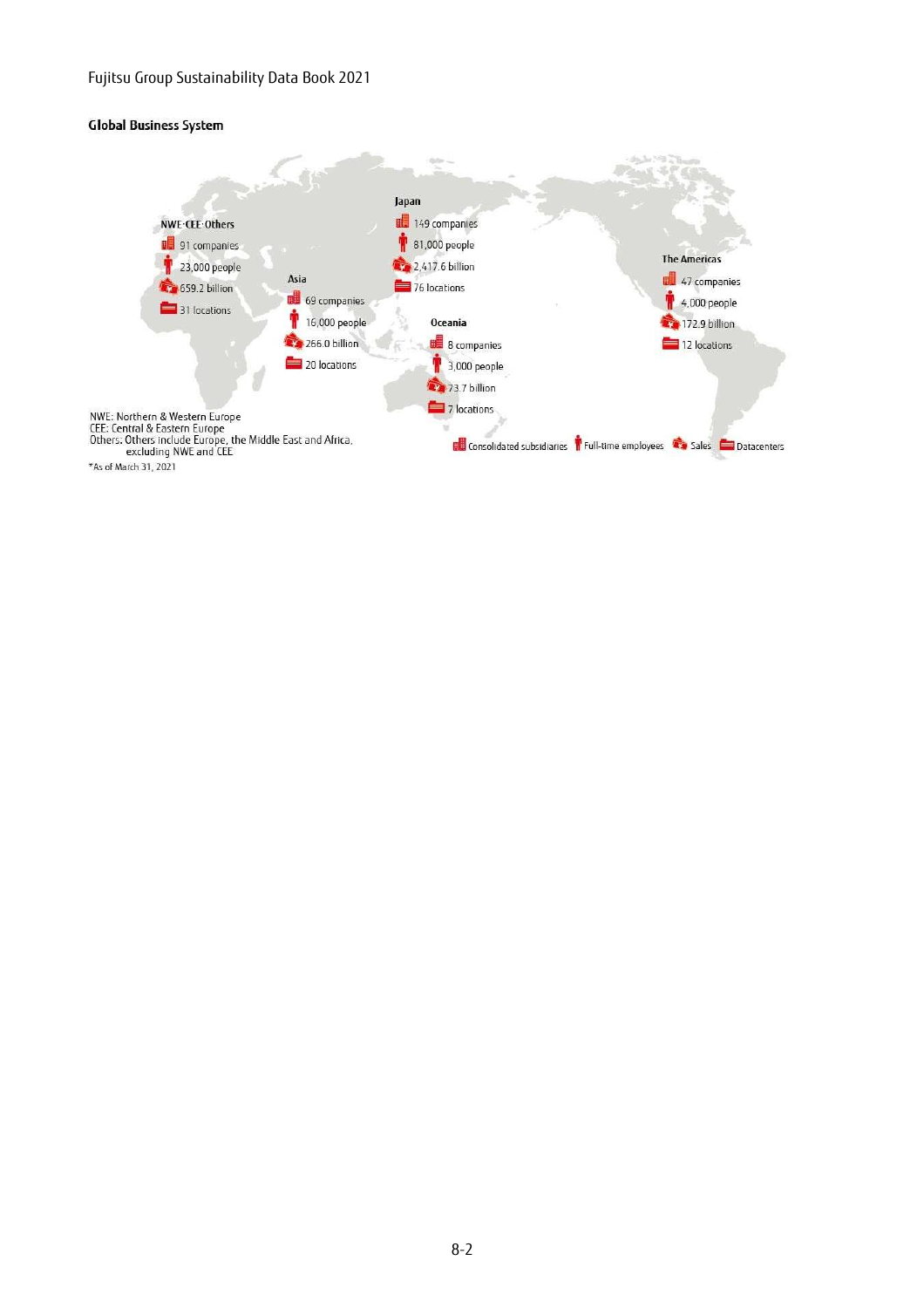## Global Business System

**NWE·CEE·Others**
91 companies
23,000 people
659.2 billion
31 locations

**Asia**
69 companies
16,000 people
266.0 billion
20 locations

**Japan**
149 companies
81,000 people
2,417.6 billion
76 locations

**Oceania**
8 companies
3,000 people
73.7 billion
7 locations

**The Americas**
47 companies
4,000 people
172.9 billion
12 locations

Consolidated subsidiaries Full-time employees Sales Datacenters

NWE: Northern & Western Europe
CEE: Central & Eastern Europe
Others: Others include Europe, the Middle East and Africa, excluding NWE and CEE

*As of March 31, 2021